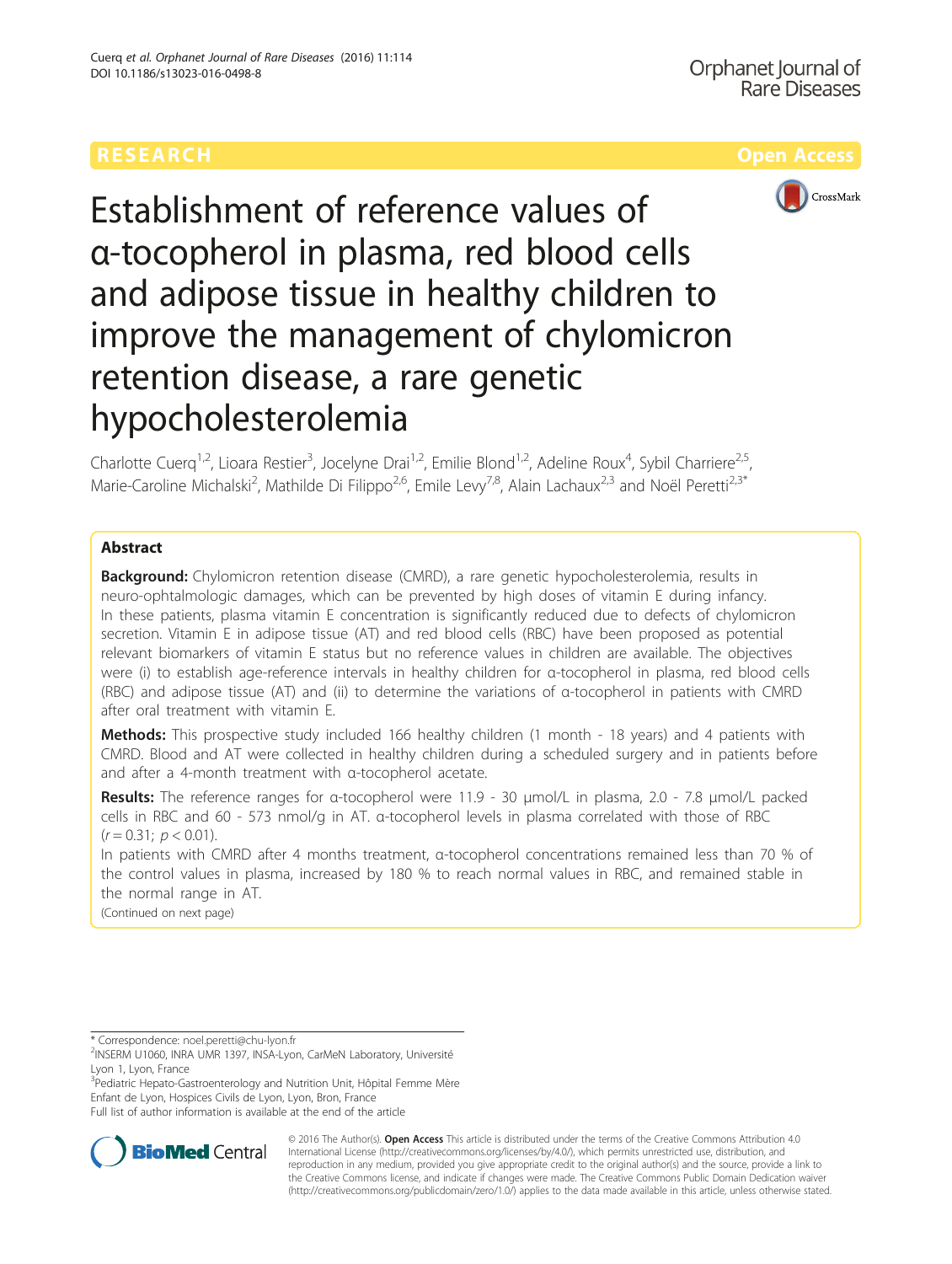RESEARCH Open Access

# Establishment of reference values of α-tocopherol in plasma, red blood cells and adipose tissue in healthy children to improve the management of chylomicron retention disease, a rare genetic hypocholesterolemia

Charlotte Cuerq[1,2], Lioara Restier[3], Jocelyne Drai[1,2], Emilie Blond[1,2], Adeline Roux[4], Sybil Charriere[2,5], Marie-Caroline Michalski[2], Mathilde Di Filippo[2,6], Emile Levy[7,8], Alain Lachaux[2,3] and Noël Peretti[2,3*]

## Abstract

**Background:** Chylomicron retention disease (CMRD), a rare genetic hypocholesterolemia, results in neuro-ophtalmologic damages, which can be prevented by high doses of vitamin E during infancy. In these patients, plasma vitamin E concentration is significantly reduced due to defects of chylomicron secretion. Vitamin E in adipose tissue (AT) and red blood cells (RBC) have been proposed as potential relevant biomarkers of vitamin E status but no reference values in children are available. The objectives were (i) to establish age-reference intervals in healthy children for α-tocopherol in plasma, red blood cells (RBC) and adipose tissue (AT) and (ii) to determine the variations of α-tocopherol in patients with CMRD after oral treatment with vitamin E.

**Methods:** This prospective study included 166 healthy children (1 month - 18 years) and 4 patients with CMRD. Blood and AT were collected in healthy children during a scheduled surgery and in patients before and after a 4-month treatment with α-tocopherol acetate.

**Results:** The reference ranges for α-tocopherol were 11.9 - 30 μmol/L in plasma, 2.0 - 7.8 μmol/L packed cells in RBC and 60 - 573 nmol/g in AT. α-tocopherol levels in plasma correlated with those of RBC ($r = 0.31$; $p < 0.01$).

In patients with CMRD after 4 months treatment, α-tocopherol concentrations remained less than 70 % of the control values in plasma, increased by 180 % to reach normal values in RBC, and remained stable in the normal range in AT.

(Continued on next page)

\* Correspondence: noel.peretti@chu-lyon.fr

[2]INSERM U1060, INRA UMR 1397, INSA-Lyon, CarMeN Laboratory, Université Lyon 1, Lyon, France

[3]Pediatric Hepato-Gastroenterology and Nutrition Unit, Hôpital Femme Mère Enfant de Lyon, Hospices Civils de Lyon, Lyon, Bron, France

Full list of author information is available at the end of the article

© 2016 The Author(s). **Open Access** This article is distributed under the terms of the Creative Commons Attribution 4.0 International License (http://creativecommons.org/licenses/by/4.0/), which permits unrestricted use, distribution, and reproduction in any medium, provided you give appropriate credit to the original author(s) and the source, provide a link to the Creative Commons license, and indicate if changes were made. The Creative Commons Public Domain Dedication waiver (http://creativecommons.org/publicdomain/zero/1.0/) applies to the data made available in this article, unless otherwise stated.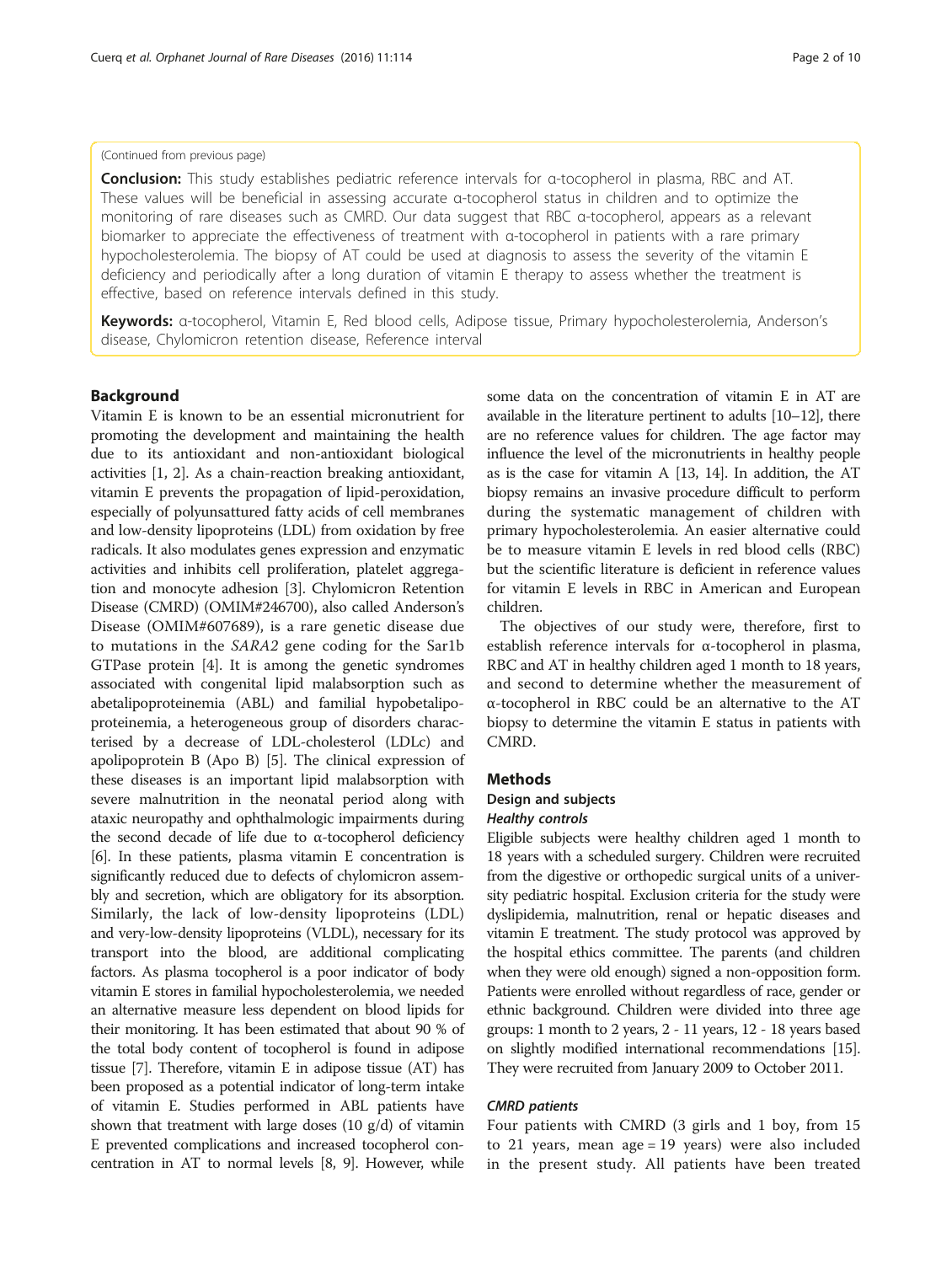(Continued from previous page)

**Conclusion:** This study establishes pediatric reference intervals for α-tocopherol in plasma, RBC and AT. These values will be beneficial in assessing accurate α-tocopherol status in children and to optimize the monitoring of rare diseases such as CMRD. Our data suggest that RBC α-tocopherol, appears as a relevant biomarker to appreciate the effectiveness of treatment with α-tocopherol in patients with a rare primary hypocholesterolemia. The biopsy of AT could be used at diagnosis to assess the severity of the vitamin E deficiency and periodically after a long duration of vitamin E therapy to assess whether the treatment is effective, based on reference intervals defined in this study.

**Keywords:** α-tocopherol, Vitamin E, Red blood cells, Adipose tissue, Primary hypocholesterolemia, Anderson's disease, Chylomicron retention disease, Reference interval

## Background

Vitamin E is known to be an essential micronutrient for promoting the development and maintaining the health due to its antioxidant and non-antioxidant biological activities [1, 2]. As a chain-reaction breaking antioxidant, vitamin E prevents the propagation of lipid-peroxidation, especially of polyunsattured fatty acids of cell membranes and low-density lipoproteins (LDL) from oxidation by free radicals. It also modulates genes expression and enzymatic activities and inhibits cell proliferation, platelet aggregation and monocyte adhesion [3]. Chylomicron Retention Disease (CMRD) (OMIM#246700), also called Anderson's Disease (OMIM#607689), is a rare genetic disease due to mutations in the *SARA2* gene coding for the Sar1b GTPase protein [4]. It is among the genetic syndromes associated with congenital lipid malabsorption such as abetalipoproteinemia (ABL) and familial hypobetalipoproteinemia, a heterogeneous group of disorders characterised by a decrease of LDL-cholesterol (LDLc) and apolipoprotein B (Apo B) [5]. The clinical expression of these diseases is an important lipid malabsorption with severe malnutrition in the neonatal period along with ataxic neuropathy and ophthalmologic impairments during the second decade of life due to α-tocopherol deficiency [6]. In these patients, plasma vitamin E concentration is significantly reduced due to defects of chylomicron assembly and secretion, which are obligatory for its absorption. Similarly, the lack of low-density lipoproteins (LDL) and very-low-density lipoproteins (VLDL), necessary for its transport into the blood, are additional complicating factors. As plasma tocopherol is a poor indicator of body vitamin E stores in familial hypocholesterolemia, we needed an alternative measure less dependent on blood lipids for their monitoring. It has been estimated that about 90 % of the total body content of tocopherol is found in adipose tissue [7]. Therefore, vitamin E in adipose tissue (AT) has been proposed as a potential indicator of long-term intake of vitamin E. Studies performed in ABL patients have shown that treatment with large doses (10 g/d) of vitamin E prevented complications and increased tocopherol concentration in AT to normal levels [8, 9]. However, while some data on the concentration of vitamin E in AT are available in the literature pertinent to adults [10–12], there are no reference values for children. The age factor may influence the level of the micronutrients in healthy people as is the case for vitamin A [13, 14]. In addition, the AT biopsy remains an invasive procedure difficult to perform during the systematic management of children with primary hypocholesterolemia. An easier alternative could be to measure vitamin E levels in red blood cells (RBC) but the scientific literature is deficient in reference values for vitamin E levels in RBC in American and European children.

The objectives of our study were, therefore, first to establish reference intervals for α-tocopherol in plasma, RBC and AT in healthy children aged 1 month to 18 years, and second to determine whether the measurement of α-tocopherol in RBC could be an alternative to the AT biopsy to determine the vitamin E status in patients with CMRD.

## Methods

### Design and subjects

#### *Healthy controls*

Eligible subjects were healthy children aged 1 month to 18 years with a scheduled surgery. Children were recruited from the digestive or orthopedic surgical units of a university pediatric hospital. Exclusion criteria for the study were dyslipidemia, malnutrition, renal or hepatic diseases and vitamin E treatment. The study protocol was approved by the hospital ethics committee. The parents (and children when they were old enough) signed a non-opposition form. Patients were enrolled without regardless of race, gender or ethnic background. Children were divided into three age groups: 1 month to 2 years, 2 - 11 years, 12 - 18 years based on slightly modified international recommendations [15]. They were recruited from January 2009 to October 2011.

#### *CMRD patients*

Four patients with CMRD (3 girls and 1 boy, from 15 to 21 years, mean age = 19 years) were also included in the present study. All patients have been treated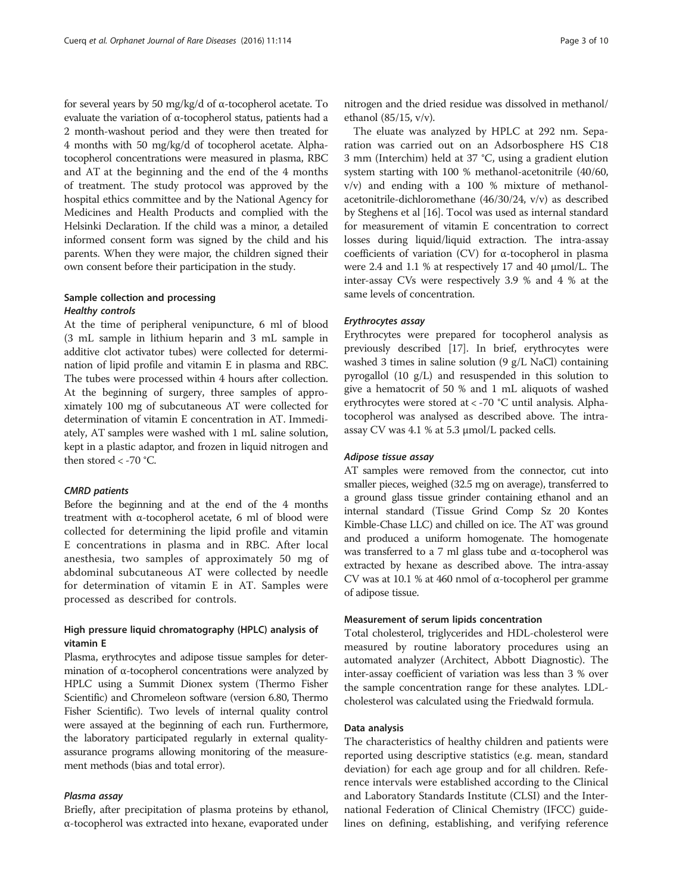for several years by 50 mg/kg/d of α-tocopherol acetate. To evaluate the variation of α-tocopherol status, patients had a 2 month-washout period and they were then treated for 4 months with 50 mg/kg/d of tocopherol acetate. Alpha-tocopherol concentrations were measured in plasma, RBC and AT at the beginning and the end of the 4 months of treatment. The study protocol was approved by the hospital ethics committee and by the National Agency for Medicines and Health Products and complied with the Helsinki Declaration. If the child was a minor, a detailed informed consent form was signed by the child and his parents. When they were major, the children signed their own consent before their participation in the study.

## Sample collection and processing

### *Healthy controls*

At the time of peripheral venipuncture, 6 ml of blood (3 mL sample in lithium heparin and 3 mL sample in additive clot activator tubes) were collected for determination of lipid profile and vitamin E in plasma and RBC. The tubes were processed within 4 hours after collection. At the beginning of surgery, three samples of approximately 100 mg of subcutaneous AT were collected for determination of vitamin E concentration in AT. Immediately, AT samples were washed with 1 mL saline solution, kept in a plastic adaptor, and frozen in liquid nitrogen and then stored < -70 °C.

### *CMRD patients*

Before the beginning and at the end of the 4 months treatment with α-tocopherol acetate, 6 ml of blood were collected for determining the lipid profile and vitamin E concentrations in plasma and in RBC. After local anesthesia, two samples of approximately 50 mg of abdominal subcutaneous AT were collected by needle for determination of vitamin E in AT. Samples were processed as described for controls.

## High pressure liquid chromatography (HPLC) analysis of vitamin E

Plasma, erythrocytes and adipose tissue samples for determination of α-tocopherol concentrations were analyzed by HPLC using a Summit Dionex system (Thermo Fisher Scientific) and Chromeleon software (version 6.80, Thermo Fisher Scientific). Two levels of internal quality control were assayed at the beginning of each run. Furthermore, the laboratory participated regularly in external quality-assurance programs allowing monitoring of the measurement methods (bias and total error).

### *Plasma assay*

Briefly, after precipitation of plasma proteins by ethanol, α-tocopherol was extracted into hexane, evaporated under nitrogen and the dried residue was dissolved in methanol/ethanol (85/15, v/v).

The eluate was analyzed by HPLC at 292 nm. Separation was carried out on an Adsorbosphere HS C18 3 mm (Interchim) held at 37 °C, using a gradient elution system starting with 100 % methanol-acetonitrile (40/60, v/v) and ending with a 100 % mixture of methanol-acetonitrile-dichloromethane (46/30/24, v/v) as described by Steghens et al [16]. Tocol was used as internal standard for measurement of vitamin E concentration to correct losses during liquid/liquid extraction. The intra-assay coefficients of variation (CV) for α-tocopherol in plasma were 2.4 and 1.1 % at respectively 17 and 40 μmol/L. The inter-assay CVs were respectively 3.9 % and 4 % at the same levels of concentration.

### *Erythrocytes assay*

Erythrocytes were prepared for tocopherol analysis as previously described [17]. In brief, erythrocytes were washed 3 times in saline solution (9 g/L NaCl) containing pyrogallol (10 g/L) and resuspended in this solution to give a hematocrit of 50 % and 1 mL aliquots of washed erythrocytes were stored at < -70 °C until analysis. Alpha-tocopherol was analysed as described above. The intra-assay CV was 4.1 % at 5.3 μmol/L packed cells.

### *Adipose tissue assay*

AT samples were removed from the connector, cut into smaller pieces, weighed (32.5 mg on average), transferred to a ground glass tissue grinder containing ethanol and an internal standard (Tissue Grind Comp Sz 20 Kontes Kimble-Chase LLC) and chilled on ice. The AT was ground and produced a uniform homogenate. The homogenate was transferred to a 7 ml glass tube and α-tocopherol was extracted by hexane as described above. The intra-assay CV was at 10.1 % at 460 nmol of α-tocopherol per gramme of adipose tissue.

## Measurement of serum lipids concentration

Total cholesterol, triglycerides and HDL-cholesterol were measured by routine laboratory procedures using an automated analyzer (Architect, Abbott Diagnostic). The inter-assay coefficient of variation was less than 3 % over the sample concentration range for these analytes. LDL-cholesterol was calculated using the Friedwald formula.

## Data analysis

The characteristics of healthy children and patients were reported using descriptive statistics (e.g. mean, standard deviation) for each age group and for all children. Reference intervals were established according to the Clinical and Laboratory Standards Institute (CLSI) and the International Federation of Clinical Chemistry (IFCC) guidelines on defining, establishing, and verifying reference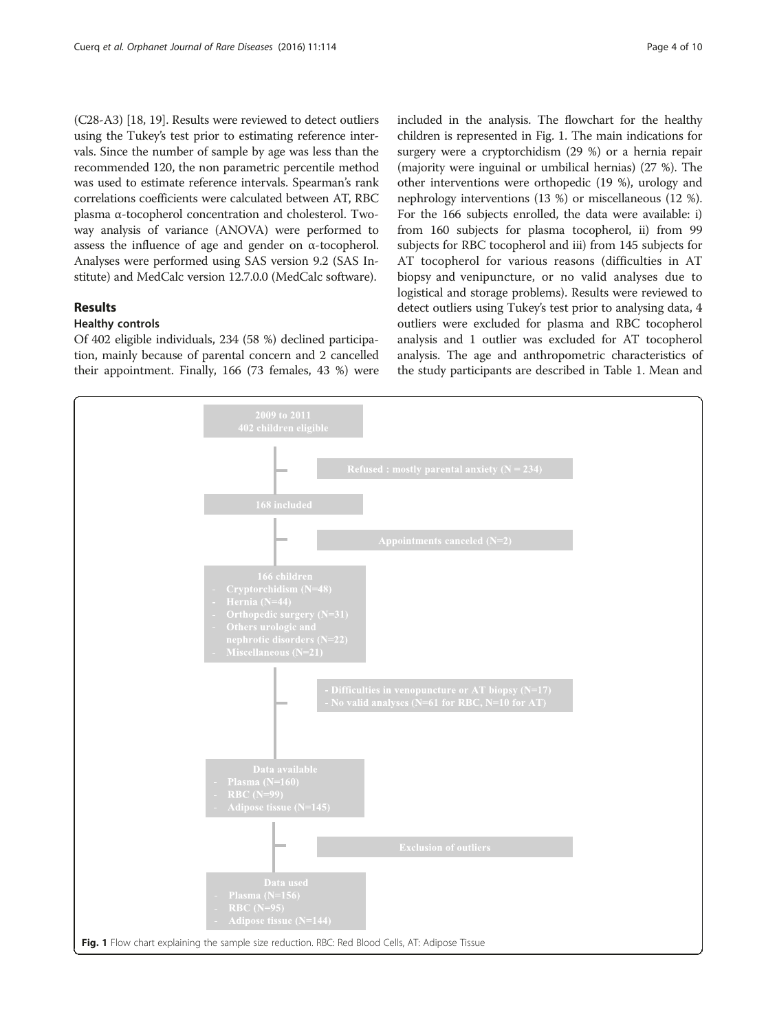(C28-A3) [18, 19]. Results were reviewed to detect outliers using the Tukey's test prior to estimating reference intervals. Since the number of sample by age was less than the recommended 120, the non parametric percentile method was used to estimate reference intervals. Spearman's rank correlations coefficients were calculated between AT, RBC plasma α-tocopherol concentration and cholesterol. Two-way analysis of variance (ANOVA) were performed to assess the influence of age and gender on α-tocopherol. Analyses were performed using SAS version 9.2 (SAS Institute) and MedCalc version 12.7.0.0 (MedCalc software).

## Results

### Healthy controls

Of 402 eligible individuals, 234 (58 %) declined participation, mainly because of parental concern and 2 cancelled their appointment. Finally, 166 (73 females, 43 %) were included in the analysis. The flowchart for the healthy children is represented in Fig. 1. The main indications for surgery were a cryptorchidism (29 %) or a hernia repair (majority were inguinal or umbilical hernias) (27 %). The other interventions were orthopedic (19 %), urology and nephrology interventions (13 %) or miscellaneous (12 %). For the 166 subjects enrolled, the data were available: i) from 160 subjects for plasma tocopherol, ii) from 99 subjects for RBC tocopherol and iii) from 145 subjects for AT tocopherol for various reasons (difficulties in AT biopsy and venipuncture, or no valid analyses due to logistical and storage problems). Results were reviewed to detect outliers using Tukey's test prior to analysing data, 4 outliers were excluded for plasma and RBC tocopherol analysis and 1 outlier was excluded for AT tocopherol analysis. The age and anthropometric characteristics of the study participants are described in Table 1. Mean and

2009 to 2011
402 children eligible

Refused : mostly parental anxiety (N = 234)

168 included

Appointments canceled (N=2)

166 children
- Cryptorchidism (N=48)
- Hernia (N=44)
- Orthopedic surgery (N=31)
- Others urologic and nephrotic disorders (N=22)
- Miscellaneous (N=21)

- Difficulties in venopuncture or AT biopsy (N=17)
- No valid analyses (N=61 for RBC, N=10 for AT)

Data available
- Plasma (N=160)
- RBC (N=99)
- Adipose tissue (N=145)

Exclusion of outliers

Data used
- Plasma (N=156)
- RBC (N=95)
- Adipose tissue (N=144)

**Fig. 1** Flow chart explaining the sample size reduction. RBC: Red Blood Cells, AT: Adipose Tissue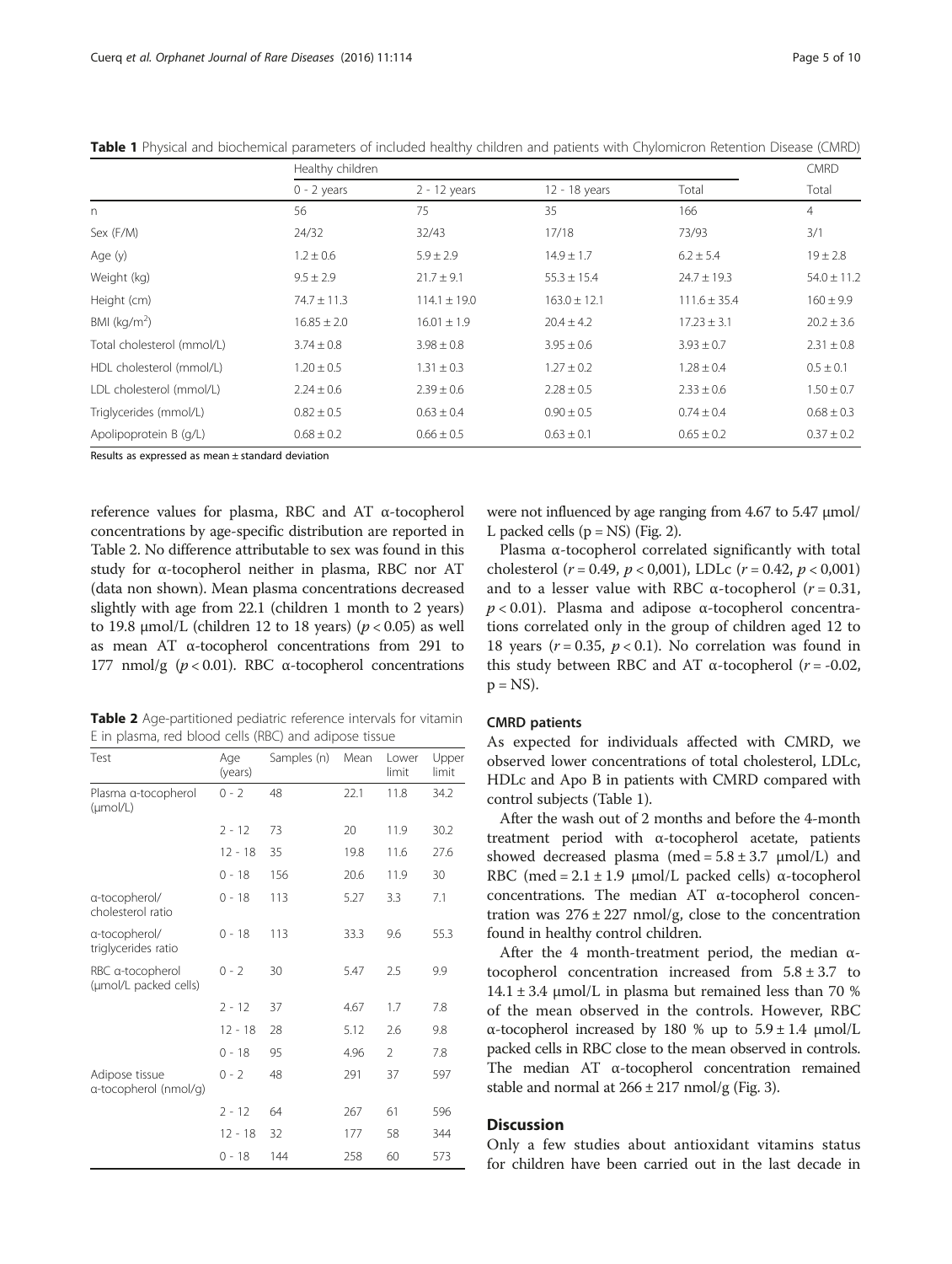**Table 1** Physical and biochemical parameters of included healthy children and patients with Chylomicron Retention Disease (CMRD)

| | Healthy children | | | | CMRD |
|---|---|---|---|---|---|
| | 0 - 2 years | 2 - 12 years | 12 - 18 years | Total | Total |
| n | 56 | 75 | 35 | 166 | 4 |
| Sex (F/M) | 24/32 | 32/43 | 17/18 | 73/93 | 3/1 |
| Age (y) | 1.2 ± 0.6 | 5.9 ± 2.9 | 14.9 ± 1.7 | 6.2 ± 5.4 | 19 ± 2.8 |
| Weight (kg) | 9.5 ± 2.9 | 21.7 ± 9.1 | 55.3 ± 15.4 | 24.7 ± 19.3 | 54.0 ± 11.2 |
| Height (cm) | 74.7 ± 11.3 | 114.1 ± 19.0 | 163.0 ± 12.1 | 111.6 ± 35.4 | 160 ± 9.9 |
| BMI (kg/m$^2$) | 16.85 ± 2.0 | 16.01 ± 1.9 | 20.4 ± 4.2 | 17.23 ± 3.1 | 20.2 ± 3.6 |
| Total cholesterol (mmol/L) | 3.74 ± 0.8 | 3.98 ± 0.8 | 3.95 ± 0.6 | 3.93 ± 0.7 | 2.31 ± 0.8 |
| HDL cholesterol (mmol/L) | 1.20 ± 0.5 | 1.31 ± 0.3 | 1.27 ± 0.2 | 1.28 ± 0.4 | 0.5 ± 0.1 |
| LDL cholesterol (mmol/L) | 2.24 ± 0.6 | 2.39 ± 0.6 | 2.28 ± 0.5 | 2.33 ± 0.6 | 1.50 ± 0.7 |
| Triglycerides (mmol/L) | 0.82 ± 0.5 | 0.63 ± 0.4 | 0.90 ± 0.5 | 0.74 ± 0.4 | 0.68 ± 0.3 |
| Apolipoprotein B (g/L) | 0.68 ± 0.2 | 0.66 ± 0.5 | 0.63 ± 0.1 | 0.65 ± 0.2 | 0.37 ± 0.2 |

Results as expressed as mean ± standard deviation

reference values for plasma, RBC and AT α-tocopherol concentrations by age-specific distribution are reported in Table 2. No difference attributable to sex was found in this study for α-tocopherol neither in plasma, RBC nor AT (data non shown). Mean plasma concentrations decreased slightly with age from 22.1 (children 1 month to 2 years) to 19.8 μmol/L (children 12 to 18 years) ($p < 0.05$) as well as mean AT α-tocopherol concentrations from 291 to 177 nmol/g ($p < 0.01$). RBC α-tocopherol concentrations were not influenced by age ranging from 4.67 to 5.47 μmol/L packed cells (p = NS) (Fig. 2).

Plasma α-tocopherol correlated significantly with total cholesterol ($r = 0.49$, $p < 0,001$), LDLc ($r = 0.42$, $p < 0,001$) and to a lesser value with RBC α-tocopherol ($r = 0.31$, $p < 0.01$). Plasma and adipose α-tocopherol concentrations correlated only in the group of children aged 12 to 18 years ($r = 0.35$, $p < 0.1$). No correlation was found in this study between RBC and AT α-tocopherol ($r = -0.02$, p = NS).

**Table 2** Age-partitioned pediatric reference intervals for vitamin E in plasma, red blood cells (RBC) and adipose tissue

| Test | Age (years) | Samples (n) | Mean | Lower limit | Upper limit |
|---|---|---|---|---|---|
| Plasma α-tocopherol (μmol/L) | 0 - 2 | 48 | 22.1 | 11.8 | 34.2 |
| | 2 - 12 | 73 | 20 | 11.9 | 30.2 |
| | 12 - 18 | 35 | 19.8 | 11.6 | 27.6 |
| | 0 - 18 | 156 | 20.6 | 11.9 | 30 |
| α-tocopherol/ cholesterol ratio | 0 - 18 | 113 | 5.27 | 3.3 | 7.1 |
| α-tocopherol/ triglycerides ratio | 0 - 18 | 113 | 33.3 | 9.6 | 55.3 |
| RBC α-tocopherol (μmol/L packed cells) | 0 - 2 | 30 | 5.47 | 2.5 | 9.9 |
| | 2 - 12 | 37 | 4.67 | 1.7 | 7.8 |
| | 12 - 18 | 28 | 5.12 | 2.6 | 9.8 |
| | 0 - 18 | 95 | 4.96 | 2 | 7.8 |
| Adipose tissue α-tocopherol (nmol/g) | 0 - 2 | 48 | 291 | 37 | 597 |
| | 2 - 12 | 64 | 267 | 61 | 596 |
| | 12 - 18 | 32 | 177 | 58 | 344 |
| | 0 - 18 | 144 | 258 | 60 | 573 |

### CMRD patients

As expected for individuals affected with CMRD, we observed lower concentrations of total cholesterol, LDLc, HDLc and Apo B in patients with CMRD compared with control subjects (Table 1).

After the wash out of 2 months and before the 4-month treatment period with α-tocopherol acetate, patients showed decreased plasma (med = 5.8 ± 3.7 μmol/L) and RBC (med = 2.1 ± 1.9 μmol/L packed cells) α-tocopherol concentrations. The median AT α-tocopherol concentration was 276 ± 227 nmol/g, close to the concentration found in healthy control children.

After the 4 month-treatment period, the median α-tocopherol concentration increased from 5.8 ± 3.7 to 14.1 ± 3.4 μmol/L in plasma but remained less than 70 % of the mean observed in the controls. However, RBC α-tocopherol increased by 180 % up to 5.9 ± 1.4 μmol/L packed cells in RBC close to the mean observed in controls. The median AT α-tocopherol concentration remained stable and normal at 266 ± 217 nmol/g (Fig. 3).

## Discussion

Only a few studies about antioxidant vitamins status for children have been carried out in the last decade in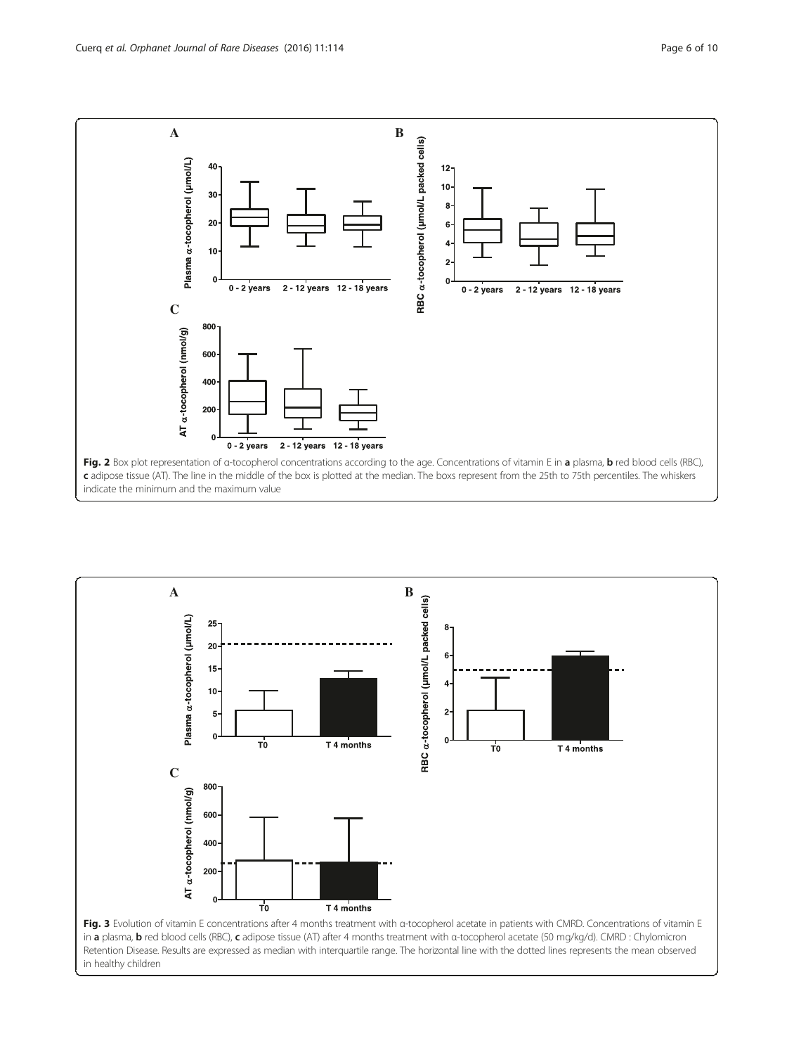**Fig. 2** Box plot representation of α-tocopherol concentrations according to the age. Concentrations of vitamin E in **a** plasma, **b** red blood cells (RBC), **c** adipose tissue (AT). The line in the middle of the box is plotted at the median. The boxs represent from the 25th to 75th percentiles. The whiskers indicate the minimum and the maximum value

**Fig. 3** Evolution of vitamin E concentrations after 4 months treatment with α-tocopherol acetate in patients with CMRD. Concentrations of vitamin E in **a** plasma, **b** red blood cells (RBC), **c** adipose tissue (AT) after 4 months treatment with α-tocopherol acetate (50 mg/kg/d). CMRD : Chylomicron Retention Disease. Results are expressed as median with interquartile range. The horizontal line with the dotted lines represents the mean observed in healthy children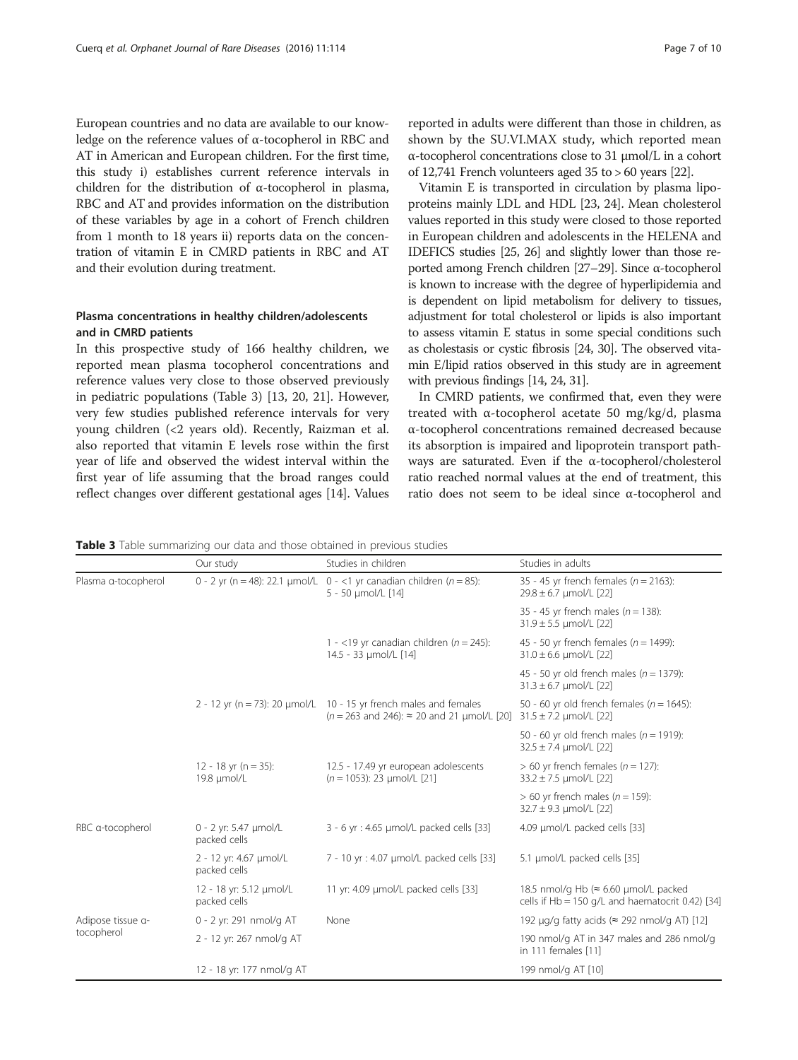European countries and no data are available to our knowledge on the reference values of α-tocopherol in RBC and AT in American and European children. For the first time, this study i) establishes current reference intervals in children for the distribution of α-tocopherol in plasma, RBC and AT and provides information on the distribution of these variables by age in a cohort of French children from 1 month to 18 years ii) reports data on the concentration of vitamin E in CMRD patients in RBC and AT and their evolution during treatment.

### Plasma concentrations in healthy children/adolescents and in CMRD patients

In this prospective study of 166 healthy children, we reported mean plasma tocopherol concentrations and reference values very close to those observed previously in pediatric populations (Table 3) [13, 20, 21]. However, very few studies published reference intervals for very young children (<2 years old). Recently, Raizman et al. also reported that vitamin E levels rose within the first year of life and observed the widest interval within the first year of life assuming that the broad ranges could reflect changes over different gestational ages [14]. Values reported in adults were different than those in children, as shown by the SU.VI.MAX study, which reported mean α-tocopherol concentrations close to 31 μmol/L in a cohort of 12,741 French volunteers aged 35 to > 60 years [22].

Vitamin E is transported in circulation by plasma lipoproteins mainly LDL and HDL [23, 24]. Mean cholesterol values reported in this study were closed to those reported in European children and adolescents in the HELENA and IDEFICS studies [25, 26] and slightly lower than those reported among French children [27–29]. Since α-tocopherol is known to increase with the degree of hyperlipidemia and is dependent on lipid metabolism for delivery to tissues, adjustment for total cholesterol or lipids is also important to assess vitamin E status in some special conditions such as cholestasis or cystic fibrosis [24, 30]. The observed vitamin E/lipid ratios observed in this study are in agreement with previous findings [14, 24, 31].

In CMRD patients, we confirmed that, even they were treated with α-tocopherol acetate 50 mg/kg/d, plasma α-tocopherol concentrations remained decreased because its absorption is impaired and lipoprotein transport pathways are saturated. Even if the α-tocopherol/cholesterol ratio reached normal values at the end of treatment, this ratio does not seem to be ideal since α-tocopherol and

**Table 3** Table summarizing our data and those obtained in previous studies

| | Our study | Studies in children | Studies in adults |
|---|---|---|---|
| Plasma α-tocopherol | 0 - 2 yr (n = 48): 22.1 μmol/L | 0 - <1 yr canadian children (*n* = 85): 5 - 50 μmol/L [14] | 35 - 45 yr french females (*n* = 2163): 29.8 ± 6.7 μmol/L [22] |
| | | | 35 - 45 yr french males (*n* = 138): 31.9 ± 5.5 μmol/L [22] |
| | | 1 - <19 yr canadian children (*n* = 245): 14.5 - 33 μmol/L [14] | 45 - 50 yr french females (*n* = 1499): 31.0 ± 6.6 μmol/L [22] |
| | | | 45 - 50 yr old french males (*n* = 1379): 31.3 ± 6.7 μmol/L [22] |
| | 2 - 12 yr (n = 73): 20 μmol/L | 10 - 15 yr french males and females (*n* = 263 and 246): ≈ 20 and 21 μmol/L [20] | 50 - 60 yr old french females (*n* = 1645): 31.5 ± 7.2 μmol/L [22] |
| | | | 50 - 60 yr old french males (*n* = 1919): 32.5 ± 7.4 μmol/L [22] |
| | 12 - 18 yr (n = 35): 19.8 μmol/L | 12.5 - 17.49 yr european adolescents (*n* = 1053): 23 μmol/L [21] | > 60 yr french females (*n* = 127): 33.2 ± 7.5 μmol/L [22] |
| | | | > 60 yr french males (*n* = 159): 32.7 ± 9.3 μmol/L [22] |
| RBC α-tocopherol | 0 - 2 yr: 5.47 μmol/L packed cells | 3 - 6 yr : 4.65 μmol/L packed cells [33] | 4.09 μmol/L packed cells [33] |
| | 2 - 12 yr: 4.67 μmol/L packed cells | 7 - 10 yr : 4.07 μmol/L packed cells [33] | 5.1 μmol/L packed cells [35] |
| | 12 - 18 yr: 5.12 μmol/L packed cells | 11 yr: 4.09 μmol/L packed cells [33] | 18.5 nmol/g Hb (≈ 6.60 μmol/L packed cells if Hb = 150 g/L and haematocrit 0.42) [34] |
| Adipose tissue α-tocopherol | 0 - 2 yr: 291 nmol/g AT | None | 192 μg/g fatty acids (≈ 292 nmol/g AT) [12] |
| | 2 - 12 yr: 267 nmol/g AT | | 190 nmol/g AT in 347 males and 286 nmol/g in 111 females [11] |
| | 12 - 18 yr: 177 nmol/g AT | | 199 nmol/g AT [10] |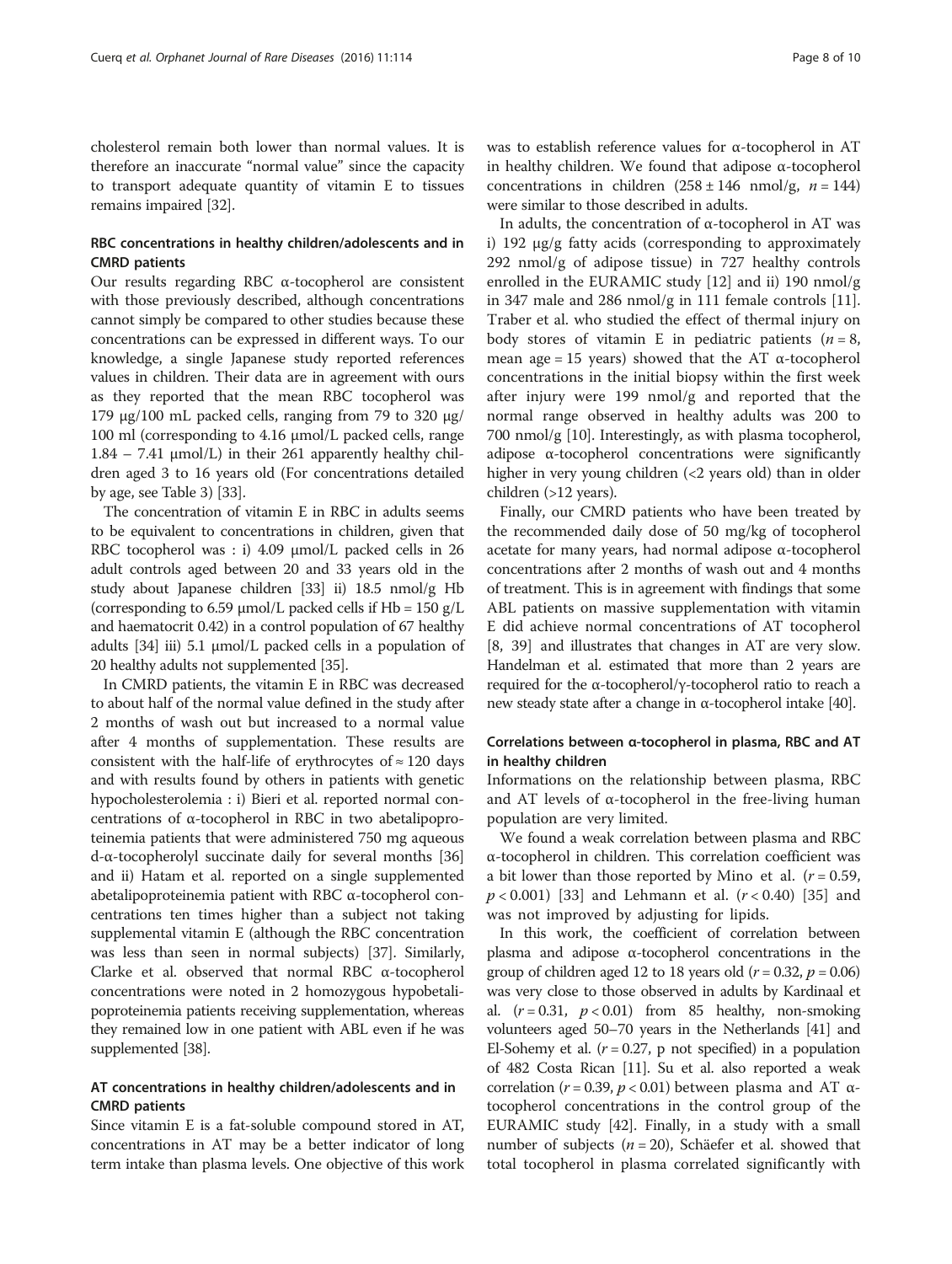cholesterol remain both lower than normal values. It is therefore an inaccurate "normal value" since the capacity to transport adequate quantity of vitamin E to tissues remains impaired [32].

## RBC concentrations in healthy children/adolescents and in CMRD patients

Our results regarding RBC α-tocopherol are consistent with those previously described, although concentrations cannot simply be compared to other studies because these concentrations can be expressed in different ways. To our knowledge, a single Japanese study reported references values in children. Their data are in agreement with ours as they reported that the mean RBC tocopherol was 179 μg/100 mL packed cells, ranging from 79 to 320 μg/100 ml (corresponding to 4.16 μmol/L packed cells, range 1.84 – 7.41 μmol/L) in their 261 apparently healthy children aged 3 to 16 years old (For concentrations detailed by age, see Table 3) [33].

The concentration of vitamin E in RBC in adults seems to be equivalent to concentrations in children, given that RBC tocopherol was : i) 4.09 μmol/L packed cells in 26 adult controls aged between 20 and 33 years old in the study about Japanese children [33] ii) 18.5 nmol/g Hb (corresponding to 6.59 μmol/L packed cells if Hb = 150 g/L and haematocrit 0.42) in a control population of 67 healthy adults [34] iii) 5.1 μmol/L packed cells in a population of 20 healthy adults not supplemented [35].

In CMRD patients, the vitamin E in RBC was decreased to about half of the normal value defined in the study after 2 months of wash out but increased to a normal value after 4 months of supplementation. These results are consistent with the half-life of erythrocytes of ≈ 120 days and with results found by others in patients with genetic hypocholesterolemia : i) Bieri et al. reported normal concentrations of α-tocopherol in RBC in two abetalipoproteinemia patients that were administered 750 mg aqueous d-α-tocopherolyl succinate daily for several months [36] and ii) Hatam et al. reported on a single supplemented abetalipoproteinemia patient with RBC α-tocopherol concentrations ten times higher than a subject not taking supplemental vitamin E (although the RBC concentration was less than seen in normal subjects) [37]. Similarly, Clarke et al. observed that normal RBC α-tocopherol concentrations were noted in 2 homozygous hypobetalipoproteinemia patients receiving supplementation, whereas they remained low in one patient with ABL even if he was supplemented [38].

## AT concentrations in healthy children/adolescents and in CMRD patients

Since vitamin E is a fat-soluble compound stored in AT, concentrations in AT may be a better indicator of long term intake than plasma levels. One objective of this work was to establish reference values for α-tocopherol in AT in healthy children. We found that adipose α-tocopherol concentrations in children (258 ± 146 nmol/g, $n = 144$) were similar to those described in adults.

In adults, the concentration of α-tocopherol in AT was i) 192 μg/g fatty acids (corresponding to approximately 292 nmol/g of adipose tissue) in 727 healthy controls enrolled in the EURAMIC study [12] and ii) 190 nmol/g in 347 male and 286 nmol/g in 111 female controls [11]. Traber et al. who studied the effect of thermal injury on body stores of vitamin E in pediatric patients ($n = 8$, mean age = 15 years) showed that the AT α-tocopherol concentrations in the initial biopsy within the first week after injury were 199 nmol/g and reported that the normal range observed in healthy adults was 200 to 700 nmol/g [10]. Interestingly, as with plasma tocopherol, adipose α-tocopherol concentrations were significantly higher in very young children (<2 years old) than in older children (>12 years).

Finally, our CMRD patients who have been treated by the recommended daily dose of 50 mg/kg of tocopherol acetate for many years, had normal adipose α-tocopherol concentrations after 2 months of wash out and 4 months of treatment. This is in agreement with findings that some ABL patients on massive supplementation with vitamin E did achieve normal concentrations of AT tocopherol [8, 39] and illustrates that changes in AT are very slow. Handelman et al. estimated that more than 2 years are required for the α-tocopherol/γ-tocopherol ratio to reach a new steady state after a change in α-tocopherol intake [40].

## Correlations between α-tocopherol in plasma, RBC and AT in healthy children

Informations on the relationship between plasma, RBC and AT levels of α-tocopherol in the free-living human population are very limited.

We found a weak correlation between plasma and RBC α-tocopherol in children. This correlation coefficient was a bit lower than those reported by Mino et al. ($r = 0.59$, $p < 0.001$) [33] and Lehmann et al. ($r < 0.40$) [35] and was not improved by adjusting for lipids.

In this work, the coefficient of correlation between plasma and adipose α-tocopherol concentrations in the group of children aged 12 to 18 years old ($r = 0.32$, $p = 0.06$) was very close to those observed in adults by Kardinaal et al. ($r = 0.31$, $p < 0.01$) from 85 healthy, non-smoking volunteers aged 50–70 years in the Netherlands [41] and El-Sohemy et al. ($r = 0.27$, p not specified) in a population of 482 Costa Rican [11]. Su et al. also reported a weak correlation ($r = 0.39$, $p < 0.01$) between plasma and AT α-tocopherol concentrations in the control group of the EURAMIC study [42]. Finally, in a study with a small number of subjects ($n = 20$), Schäefer et al. showed that total tocopherol in plasma correlated significantly with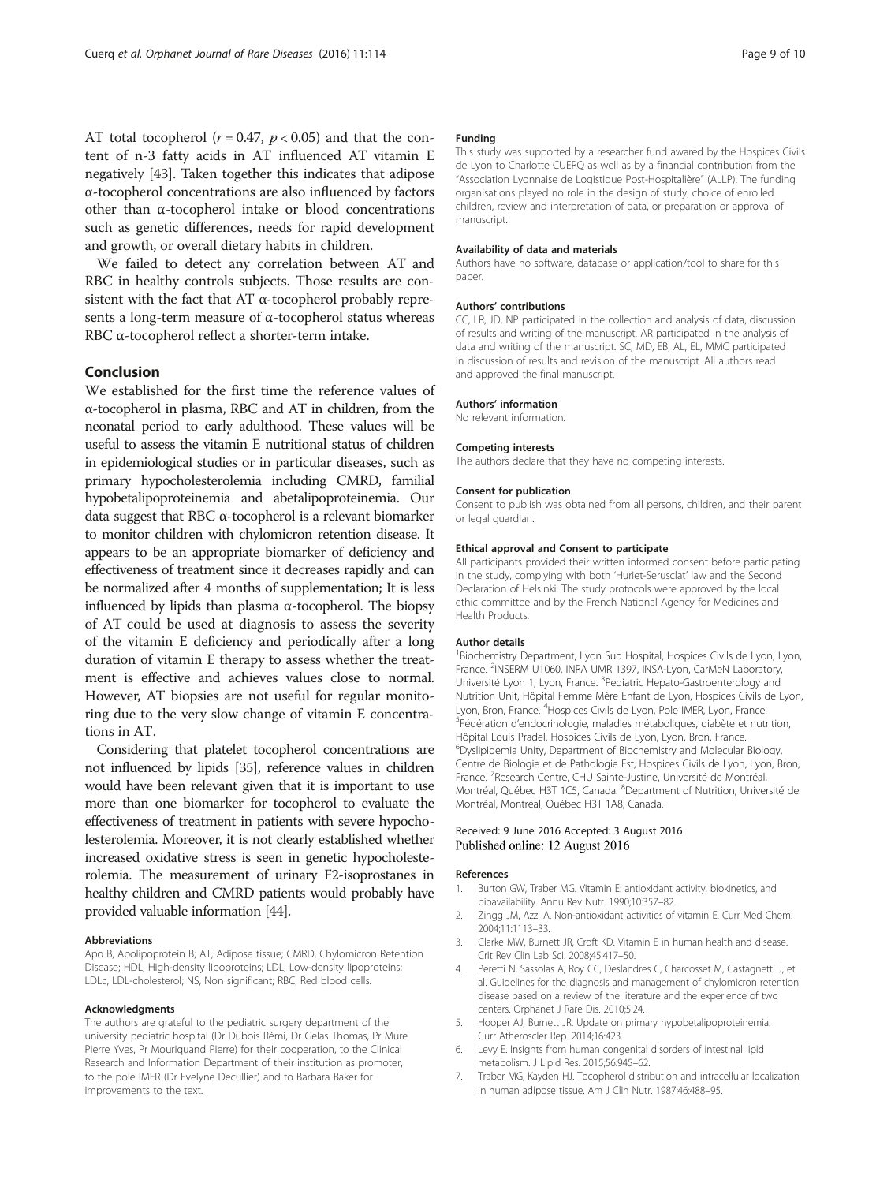AT total tocopherol ($r = 0.47$, $p < 0.05$) and that the content of n-3 fatty acids in AT influenced AT vitamin E negatively [43]. Taken together this indicates that adipose α-tocopherol concentrations are also influenced by factors other than α-tocopherol intake or blood concentrations such as genetic differences, needs for rapid development and growth, or overall dietary habits in children.

We failed to detect any correlation between AT and RBC in healthy controls subjects. Those results are consistent with the fact that AT α-tocopherol probably represents a long-term measure of α-tocopherol status whereas RBC α-tocopherol reflect a shorter-term intake.

## Conclusion

We established for the first time the reference values of α-tocopherol in plasma, RBC and AT in children, from the neonatal period to early adulthood. These values will be useful to assess the vitamin E nutritional status of children in epidemiological studies or in particular diseases, such as primary hypocholesterolemia including CMRD, familial hypobetalipoproteinemia and abetalipoproteinemia. Our data suggest that RBC α-tocopherol is a relevant biomarker to monitor children with chylomicron retention disease. It appears to be an appropriate biomarker of deficiency and effectiveness of treatment since it decreases rapidly and can be normalized after 4 months of supplementation; It is less influenced by lipids than plasma α-tocopherol. The biopsy of AT could be used at diagnosis to assess the severity of the vitamin E deficiency and periodically after a long duration of vitamin E therapy to assess whether the treatment is effective and achieves values close to normal. However, AT biopsies are not useful for regular monitoring due to the very slow change of vitamin E concentrations in AT.

Considering that platelet tocopherol concentrations are not influenced by lipids [35], reference values in children would have been relevant given that it is important to use more than one biomarker for tocopherol to evaluate the effectiveness of treatment in patients with severe hypocholesterolemia. Moreover, it is not clearly established whether increased oxidative stress is seen in genetic hypocholesterolemia. The measurement of urinary F2-isoprostanes in healthy children and CMRD patients would probably have provided valuable information [44].

#### Abbreviations

Apo B, Apolipoprotein B; AT, Adipose tissue; CMRD, Chylomicron Retention Disease; HDL, High-density lipoproteins; LDL, Low-density lipoproteins; LDLc, LDL-cholesterol; NS, Non significant; RBC, Red blood cells.

#### Acknowledgments

The authors are grateful to the pediatric surgery department of the university pediatric hospital (Dr Dubois Rémi, Dr Gelas Thomas, Pr Mure Pierre Yves, Pr Mouriquand Pierre) for their cooperation, to the Clinical Research and Information Department of their institution as promoter, to the pole IMER (Dr Evelyne Decullier) and to Barbara Baker for improvements to the text.

#### Funding

This study was supported by a researcher fund awared by the Hospices Civils de Lyon to Charlotte CUERQ as well as by a financial contribution from the "Association Lyonnaise de Logistique Post-Hospitalière" (ALLP). The funding organisations played no role in the design of study, choice of enrolled children, review and interpretation of data, or preparation or approval of manuscript.

#### Availability of data and materials

Authors have no software, database or application/tool to share for this paper.

#### Authors' contributions

CC, LR, JD, NP participated in the collection and analysis of data, discussion of results and writing of the manuscript. AR participated in the analysis of data and writing of the manuscript. SC, MD, EB, AL, EL, MMC participated in discussion of results and revision of the manuscript. All authors read and approved the final manuscript.

#### Authors' information

No relevant information.

#### Competing interests

The authors declare that they have no competing interests.

#### Consent for publication

Consent to publish was obtained from all persons, children, and their parent or legal guardian.

#### Ethical approval and Consent to participate

All participants provided their written informed consent before participating in the study, complying with both 'Huriet-Serusclat' law and the Second Declaration of Helsinki. The study protocols were approved by the local ethic committee and by the French National Agency for Medicines and Health Products.

#### Author details

[1]Biochemistry Department, Lyon Sud Hospital, Hospices Civils de Lyon, Lyon, France. [2]INSERM U1060, INRA UMR 1397, INSA-Lyon, CarMeN Laboratory, Université Lyon 1, Lyon, France. [3]Pediatric Hepato-Gastroenterology and Nutrition Unit, Hôpital Femme Mère Enfant de Lyon, Hospices Civils de Lyon, Lyon, Bron, France. [4]Hospices Civils de Lyon, Pole IMER, Lyon, France. [5]Fédération d'endocrinologie, maladies métaboliques, diabète et nutrition, Hôpital Louis Pradel, Hospices Civils de Lyon, Lyon, Bron, France. [6]Dyslipidemia Unity, Department of Biochemistry and Molecular Biology, Centre de Biologie et de Pathologie Est, Hospices Civils de Lyon, Lyon, Bron, France. [7]Research Centre, CHU Sainte-Justine, Université de Montréal, Montréal, Québec H3T 1C5, Canada. [8]Department of Nutrition, Université de Montréal, Montréal, Québec H3T 1A8, Canada.

Received: 9 June 2016 Accepted: 3 August 2016
Published online: 12 August 2016

#### References

1. Burton GW, Traber MG. Vitamin E: antioxidant activity, biokinetics, and bioavailability. Annu Rev Nutr. 1990;10:357–82.
2. Zingg JM, Azzi A. Non-antioxidant activities of vitamin E. Curr Med Chem. 2004;11:1113–33.
3. Clarke MW, Burnett JR, Croft KD. Vitamin E in human health and disease. Crit Rev Clin Lab Sci. 2008;45:417–50.
4. Peretti N, Sassolas A, Roy CC, Deslandres C, Charcosset M, Castagnetti J, et al. Guidelines for the diagnosis and management of chylomicron retention disease based on a review of the literature and the experience of two centers. Orphanet J Rare Dis. 2010;5:24.
5. Hooper AJ, Burnett JR. Update on primary hypobetalipoproteinemia. Curr Atheroscler Rep. 2014;16:423.
6. Levy E. Insights from human congenital disorders of intestinal lipid metabolism. J Lipid Res. 2015;56:945–62.
7. Traber MG, Kayden HJ. Tocopherol distribution and intracellular localization in human adipose tissue. Am J Clin Nutr. 1987;46:488–95.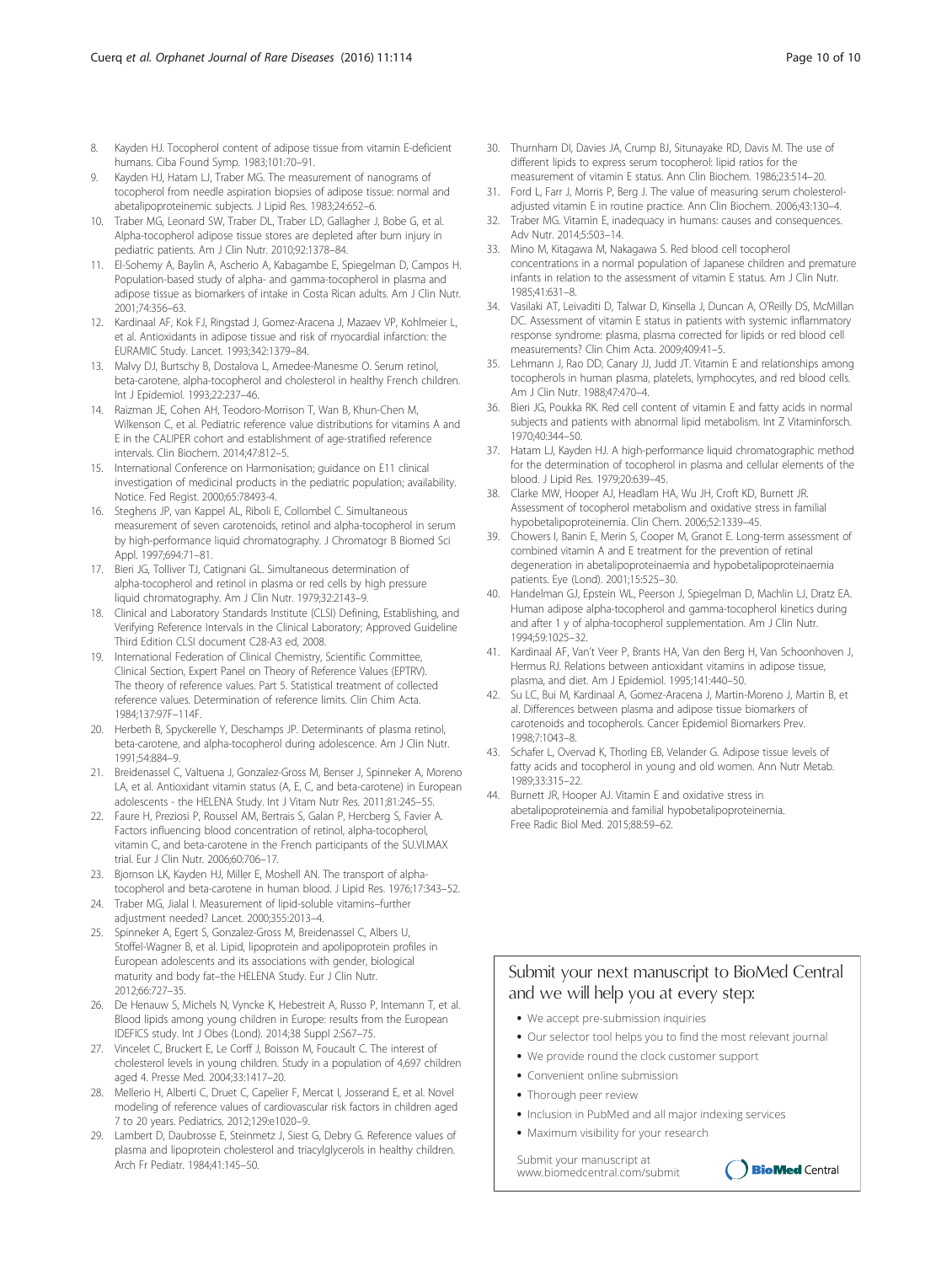8. Kayden HJ. Tocopherol content of adipose tissue from vitamin E-deficient humans. Ciba Found Symp. 1983;101:70–91.
9. Kayden HJ, Hatam LJ, Traber MG. The measurement of nanograms of tocopherol from needle aspiration biopsies of adipose tissue: normal and abetalipoproteinemic subjects. J Lipid Res. 1983;24:652–6.
10. Traber MG, Leonard SW, Traber DL, Traber LD, Gallagher J, Bobe G, et al. Alpha-tocopherol adipose tissue stores are depleted after burn injury in pediatric patients. Am J Clin Nutr. 2010;92:1378–84.
11. El-Sohemy A, Baylin A, Ascherio A, Kabagambe E, Spiegelman D, Campos H. Population-based study of alpha- and gamma-tocopherol in plasma and adipose tissue as biomarkers of intake in Costa Rican adults. Am J Clin Nutr. 2001;74:356–63.
12. Kardinaal AF, Kok FJ, Ringstad J, Gomez-Aracena J, Mazaev VP, Kohlmeier L, et al. Antioxidants in adipose tissue and risk of myocardial infarction: the EURAMIC Study. Lancet. 1993;342:1379–84.
13. Malvy DJ, Burtschy B, Dostalova L, Amedee-Manesme O. Serum retinol, beta-carotene, alpha-tocopherol and cholesterol in healthy French children. Int J Epidemiol. 1993;22:237–46.
14. Raizman JE, Cohen AH, Teodoro-Morrison T, Wan B, Khun-Chen M, Wilkenson C, et al. Pediatric reference value distributions for vitamins A and E in the CALIPER cohort and establishment of age-stratified reference intervals. Clin Biochem. 2014;47:812–5.
15. International Conference on Harmonisation; guidance on E11 clinical investigation of medicinal products in the pediatric population; availability. Notice. Fed Regist. 2000;65:78493-4.
16. Steghens JP, van Kappel AL, Riboli E, Collombel C. Simultaneous measurement of seven carotenoids, retinol and alpha-tocopherol in serum by high-performance liquid chromatography. J Chromatogr B Biomed Sci Appl. 1997;694:71–81.
17. Bieri JG, Tolliver TJ, Catignani GL. Simultaneous determination of alpha-tocopherol and retinol in plasma or red cells by high pressure liquid chromatography. Am J Clin Nutr. 1979;32:2143–9.
18. Clinical and Laboratory Standards Institute (CLSI) Defining, Establishing, and Verifying Reference Intervals in the Clinical Laboratory; Approved Guideline Third Edition CLSI document C28-A3 ed, 2008.
19. International Federation of Clinical Chemistry, Scientific Committee, Clinical Section, Expert Panel on Theory of Reference Values (EPTRV). The theory of reference values. Part 5. Statistical treatment of collected reference values. Determination of reference limits. Clin Chim Acta. 1984;137:97F–114F.
20. Herbeth B, Spyckerelle Y, Deschamps JP. Determinants of plasma retinol, beta-carotene, and alpha-tocopherol during adolescence. Am J Clin Nutr. 1991;54:884–9.
21. Breidenassel C, Valtuena J, Gonzalez-Gross M, Benser J, Spinneker A, Moreno LA, et al. Antioxidant vitamin status (A, E, C, and beta-carotene) in European adolescents - the HELENA Study. Int J Vitam Nutr Res. 2011;81:245–55.
22. Faure H, Preziosi P, Roussel AM, Bertrais S, Galan P, Hercberg S, Favier A. Factors influencing blood concentration of retinol, alpha-tocopherol, vitamin C, and beta-carotene in the French participants of the SU.VI.MAX trial. Eur J Clin Nutr. 2006;60:706–17.
23. Bjornson LK, Kayden HJ, Miller E, Moshell AN. The transport of alpha-tocopherol and beta-carotene in human blood. J Lipid Res. 1976;17:343–52.
24. Traber MG, Jialal I. Measurement of lipid-soluble vitamins–further adjustment needed? Lancet. 2000;355:2013–4.
25. Spinneker A, Egert S, Gonzalez-Gross M, Breidenassel C, Albers U, Stoffel-Wagner B, et al. Lipid, lipoprotein and apolipoprotein profiles in European adolescents and its associations with gender, biological maturity and body fat–the HELENA Study. Eur J Clin Nutr. 2012;66:727–35.
26. De Henauw S, Michels N, Vyncke K, Hebestreit A, Russo P, Intemann T, et al. Blood lipids among young children in Europe: results from the European IDEFICS study. Int J Obes (Lond). 2014;38 Suppl 2:S67–75.
27. Vincelet C, Bruckert E, Le Corff J, Boisson M, Foucault C. The interest of cholesterol levels in young children. Study in a population of 4,697 children aged 4. Presse Med. 2004;33:1417–20.
28. Mellerio H, Alberti C, Druet C, Capelier F, Mercat I, Josserand E, et al. Novel modeling of reference values of cardiovascular risk factors in children aged 7 to 20 years. Pediatrics. 2012;129:e1020–9.
29. Lambert D, Daubrosse E, Steinmetz J, Siest G, Debry G. Reference values of plasma and lipoprotein cholesterol and triacylglycerols in healthy children. Arch Fr Pediatr. 1984;41:145–50.
30. Thurnham DI, Davies JA, Crump BJ, Situnayake RD, Davis M. The use of different lipids to express serum tocopherol: lipid ratios for the measurement of vitamin E status. Ann Clin Biochem. 1986;23:514–20.
31. Ford L, Farr J, Morris P, Berg J. The value of measuring serum cholesterol-adjusted vitamin E in routine practice. Ann Clin Biochem. 2006;43:130–4.
32. Traber MG. Vitamin E, inadequacy in humans: causes and consequences. Adv Nutr. 2014;5:503–14.
33. Mino M, Kitagawa M, Nakagawa S. Red blood cell tocopherol concentrations in a normal population of Japanese children and premature infants in relation to the assessment of vitamin E status. Am J Clin Nutr. 1985;41:631–8.
34. Vasilaki AT, Leivaditi D, Talwar D, Kinsella J, Duncan A, O'Reilly DS, McMillan DC. Assessment of vitamin E status in patients with systemic inflammatory response syndrome: plasma, plasma corrected for lipids or red blood cell measurements? Clin Chim Acta. 2009;409:41–5.
35. Lehmann J, Rao DD, Canary JJ, Judd JT. Vitamin E and relationships among tocopherols in human plasma, platelets, lymphocytes, and red blood cells. Am J Clin Nutr. 1988;47:470–4.
36. Bieri JG, Poukka RK. Red cell content of vitamin E and fatty acids in normal subjects and patients with abnormal lipid metabolism. Int Z Vitaminforsch. 1970;40:344–50.
37. Hatam LJ, Kayden HJ. A high-performance liquid chromatographic method for the determination of tocopherol in plasma and cellular elements of the blood. J Lipid Res. 1979;20:639–45.
38. Clarke MW, Hooper AJ, Headlam HA, Wu JH, Croft KD, Burnett JR. Assessment of tocopherol metabolism and oxidative stress in familial hypobetalipoproteinemia. Clin Chem. 2006;52:1339–45.
39. Chowers I, Banin E, Merin S, Cooper M, Granot E. Long-term assessment of combined vitamin A and E treatment for the prevention of retinal degeneration in abetalipoproteinaemia and hypobetalipoproteinaemia patients. Eye (Lond). 2001;15:525–30.
40. Handelman GJ, Epstein WL, Peerson J, Spiegelman D, Machlin LJ, Dratz EA. Human adipose alpha-tocopherol and gamma-tocopherol kinetics during and after 1 y of alpha-tocopherol supplementation. Am J Clin Nutr. 1994;59:1025–32.
41. Kardinaal AF, Van't Veer P, Brants HA, Van den Berg H, Van Schoonhoven J, Hermus RJ. Relations between antioxidant vitamins in adipose tissue, plasma, and diet. Am J Epidemiol. 1995;141:440–50.
42. Su LC, Bui M, Kardinaal A, Gomez-Aracena J, Martin-Moreno J, Martin B, et al. Differences between plasma and adipose tissue biomarkers of carotenoids and tocopherols. Cancer Epidemiol Biomarkers Prev. 1998;7:1043–8.
43. Schafer L, Overvad K, Thorling EB, Velander G. Adipose tissue levels of fatty acids and tocopherol in young and old women. Ann Nutr Metab. 1989;33:315–22.
44. Burnett JR, Hooper AJ. Vitamin E and oxidative stress in abetalipoproteinemia and familial hypobetalipoproteinemia. Free Radic Biol Med. 2015;88:59–62.

Submit your next manuscript to BioMed Central and we will help you at every step:

- We accept pre-submission inquiries
- Our selector tool helps you to find the most relevant journal
- We provide round the clock customer support
- Convenient online submission
- Thorough peer review
- Inclusion in PubMed and all major indexing services
- Maximum visibility for your research

Submit your manuscript at
www.biomedcentral.com/submit

BioMed Central